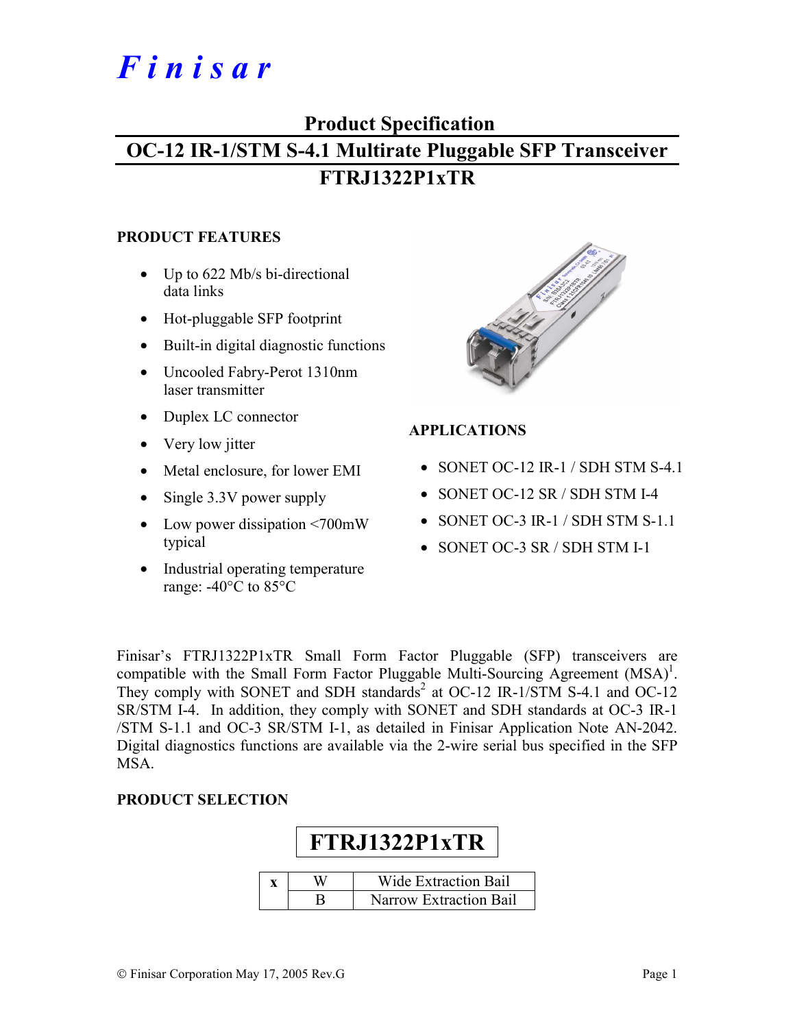# Finisar

## Product Specification

## OC-12 IR-1/STM S-4.1 Multirate Pluggable SFP Transceiver

## FTRJ1322P1xTR

### PRODUCT FEATURES

- Up to 622 Mb/s bi-directional data links
- Hot-pluggable SFP footprint
- Built-in digital diagnostic functions
- Uncooled Fabry-Perot 1310nm laser transmitter
- Duplex LC connector
- Very low jitter
- Metal enclosure, for lower EMI
- Single 3.3V power supply
- Low power dissipation <700mW typical
- Industrial operating temperature range: -40°C to 85°C

### APPLICATIONS

- SONET OC-12 IR-1 / SDH STM S-4.1
- SONET OC-12 SR / SDH STM I-4
- SONET OC-3 IR-1 / SDH STM S-1.1
- SONET OC-3 SR / SDH STM I-1

Finisar's FTRJ1322P1xTR Small Form Factor Pluggable (SFP) transceivers are compatible with the Small Form Factor Pluggable Multi-Sourcing Agreement (MSA)[1]. They comply with SONET and SDH standards[2] at OC-12 IR-1/STM S-4.1 and OC-12 SR/STM I-4. In addition, they comply with SONET and SDH standards at OC-3 IR-1 /STM S-1.1 and OC-3 SR/STM I-1, as detailed in Finisar Application Note AN-2042. Digital diagnostics functions are available via the 2-wire serial bus specified in the SFP MSA.

### PRODUCT SELECTION

**FTRJ1322P1xTR**

| x | | |
|---|---|---|
| | W | Wide Extraction Bail |
| | B | Narrow Extraction Bail |

© Finisar Corporation May 17, 2005 Rev.G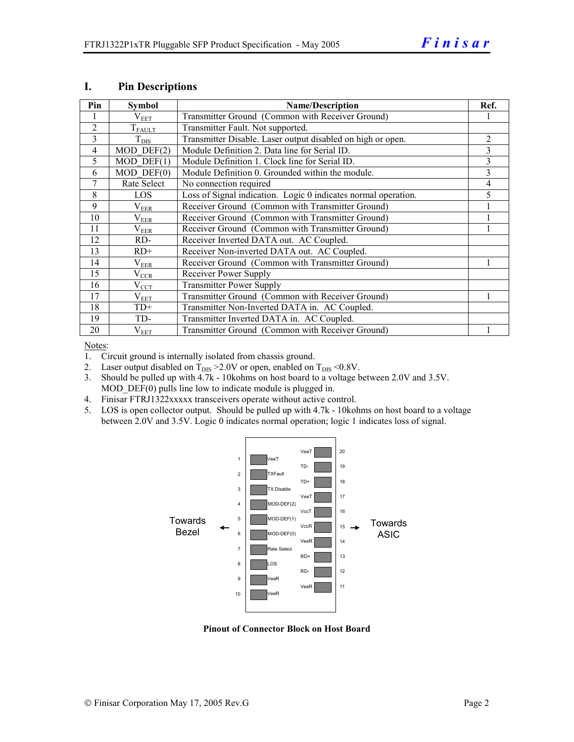## I. Pin Descriptions

| Pin | Symbol | Name/Description | Ref. |
|---|---|---|---|
| 1 | $V_{EET}$ | Transmitter Ground (Common with Receiver Ground) | 1 |
| 2 | $T_{FAULT}$ | Transmitter Fault. Not supported. | |
| 3 | $T_{DIS}$ | Transmitter Disable. Laser output disabled on high or open. | 2 |
| 4 | MOD_DEF(2) | Module Definition 2. Data line for Serial ID. | 3 |
| 5 | MOD_DEF(1) | Module Definition 1. Clock line for Serial ID. | 3 |
| 6 | MOD_DEF(0) | Module Definition 0. Grounded within the module. | 3 |
| 7 | Rate Select | No connection required | 4 |
| 8 | LOS | Loss of Signal indication. Logic 0 indicates normal operation. | 5 |
| 9 | $V_{EER}$ | Receiver Ground (Common with Transmitter Ground) | 1 |
| 10 | $V_{EER}$ | Receiver Ground (Common with Transmitter Ground) | 1 |
| 11 | $V_{EER}$ | Receiver Ground (Common with Transmitter Ground) | 1 |
| 12 | RD- | Receiver Inverted DATA out. AC Coupled. | |
| 13 | RD+ | Receiver Non-inverted DATA out. AC Coupled. | |
| 14 | $V_{EER}$ | Receiver Ground (Common with Transmitter Ground) | 1 |
| 15 | $V_{CCR}$ | Receiver Power Supply | |
| 16 | $V_{CCT}$ | Transmitter Power Supply | |
| 17 | $V_{EET}$ | Transmitter Ground (Common with Receiver Ground) | 1 |
| 18 | TD+ | Transmitter Non-Inverted DATA in. AC Coupled. | |
| 19 | TD- | Transmitter Inverted DATA in. AC Coupled. | |
| 20 | $V_{EET}$ | Transmitter Ground (Common with Receiver Ground) | 1 |

Notes:

1. Circuit ground is internally isolated from chassis ground.
2. Laser output disabled on $T_{DIS}$ >2.0V or open, enabled on $T_{DIS}$ <0.8V.
3. Should be pulled up with 4.7k - 10kohms on host board to a voltage between 2.0V and 3.5V. MOD_DEF(0) pulls line low to indicate module is plugged in.
4. Finisar FTRJ1322xxxxx transceivers operate without active control.
5. LOS is open collector output. Should be pulled up with 4.7k - 10kohms on host board to a voltage between 2.0V and 3.5V. Logic 0 indicates normal operation; logic 1 indicates loss of signal.

| Pin | Signal | Signal | Pin |
|---|---|---|---|
| 1 | VeeT | VeeT | 20 |
| 2 | TXFault | TD- | 19 |
| 3 | TX Disable | TD+ | 18 |
| 4 | MOD-DEF(2) | VeeT | 17 |
| 5 | MOD-DEF(1) | VccT | 16 |
| 6 | MOD-DEF(0) | VccR | 15 |
| 7 | Rate Select | VeeR | 14 |
| 8 | LOS | RD+ | 13 |
| 9 | VeeR | RD- | 12 |
| 10 | VeeR | VeeR | 11 |

← Towards Bezel | Towards ASIC →

**Pinout of Connector Block on Host Board**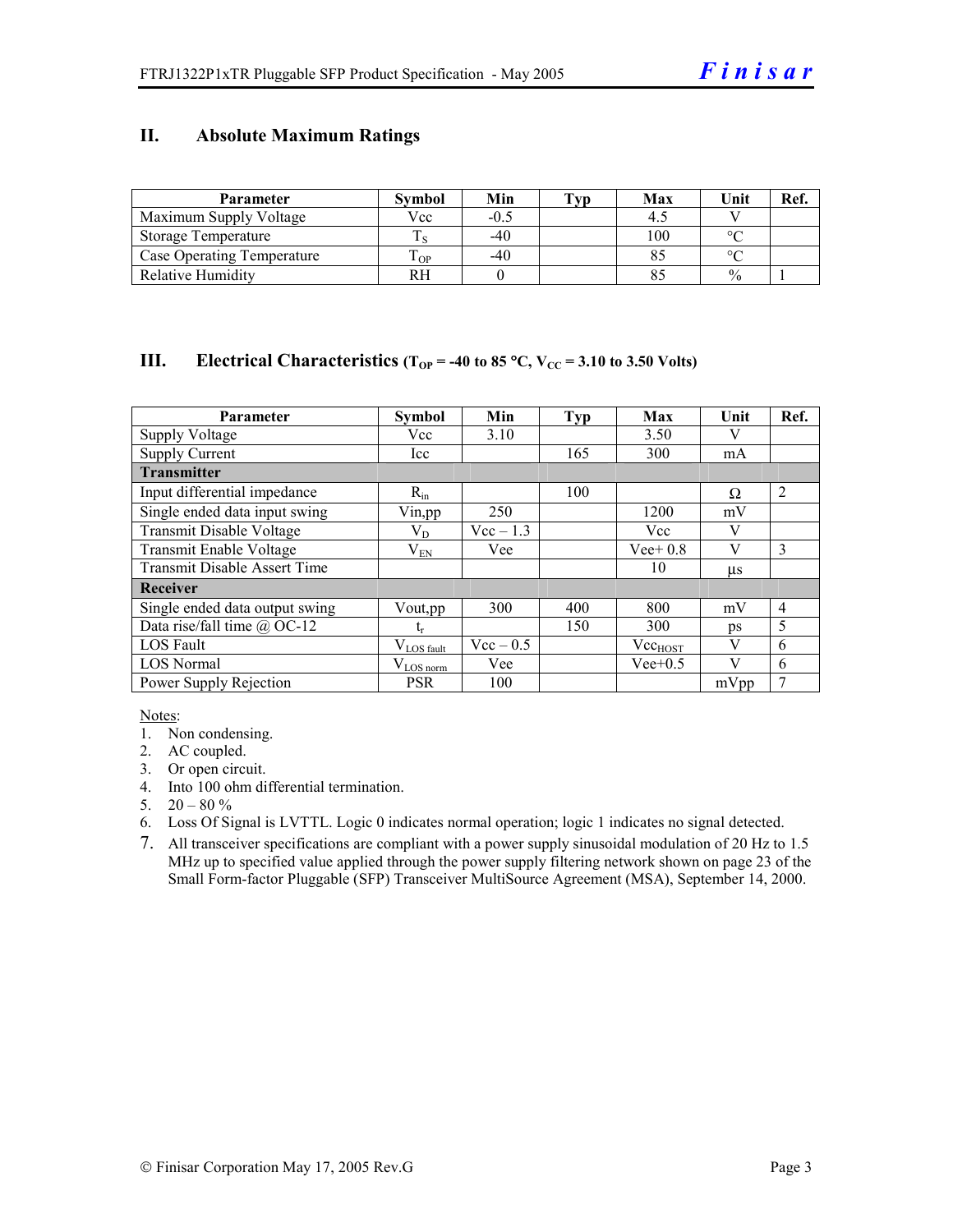## II. Absolute Maximum Ratings

| Parameter | Symbol | Min | Typ | Max | Unit | Ref. |
|---|---|---|---|---|---|---|
| Maximum Supply Voltage | Vcc | -0.5 | | 4.5 | V | |
| Storage Temperature | $T_S$ | -40 | | 100 | °C | |
| Case Operating Temperature | $T_{OP}$ | -40 | | 85 | °C | |
| Relative Humidity | RH | 0 | | 85 | % | 1 |

## III. Electrical Characteristics ($T_{OP}$ = -40 to 85 °C, $V_{CC}$ = 3.10 to 3.50 Volts)

| Parameter | Symbol | Min | Typ | Max | Unit | Ref. |
|---|---|---|---|---|---|---|
| Supply Voltage | Vcc | 3.10 | | 3.50 | V | |
| Supply Current | Icc | | 165 | 300 | mA | |
| **Transmitter** | | | | | | |
| Input differential impedance | $R_{in}$ | | 100 | | Ω | 2 |
| Single ended data input swing | Vin,pp | 250 | | 1200 | mV | |
| Transmit Disable Voltage | $V_D$ | Vcc – 1.3 | | Vcc | V | |
| Transmit Enable Voltage | $V_{EN}$ | Vee | | Vee+ 0.8 | V | 3 |
| Transmit Disable Assert Time | | | | 10 | µs | |
| **Receiver** | | | | | | |
| Single ended data output swing | Vout,pp | 300 | 400 | 800 | mV | 4 |
| Data rise/fall time @ OC-12 | $t_r$ | | 150 | 300 | ps | 5 |
| LOS Fault | $V_{LOS\ fault}$ | Vcc – 0.5 | | $Vcc_{HOST}$ | V | 6 |
| LOS Normal | $V_{LOS\ norm}$ | Vee | | Vee+0.5 | V | 6 |
| Power Supply Rejection | PSR | 100 | | | mVpp | 7 |

Notes:
1. Non condensing.
2. AC coupled.
3. Or open circuit.
4. Into 100 ohm differential termination.
5. 20 – 80 %
6. Loss Of Signal is LVTTL. Logic 0 indicates normal operation; logic 1 indicates no signal detected.
7. All transceiver specifications are compliant with a power supply sinusoidal modulation of 20 Hz to 1.5 MHz up to specified value applied through the power supply filtering network shown on page 23 of the Small Form-factor Pluggable (SFP) Transceiver MultiSource Agreement (MSA), September 14, 2000.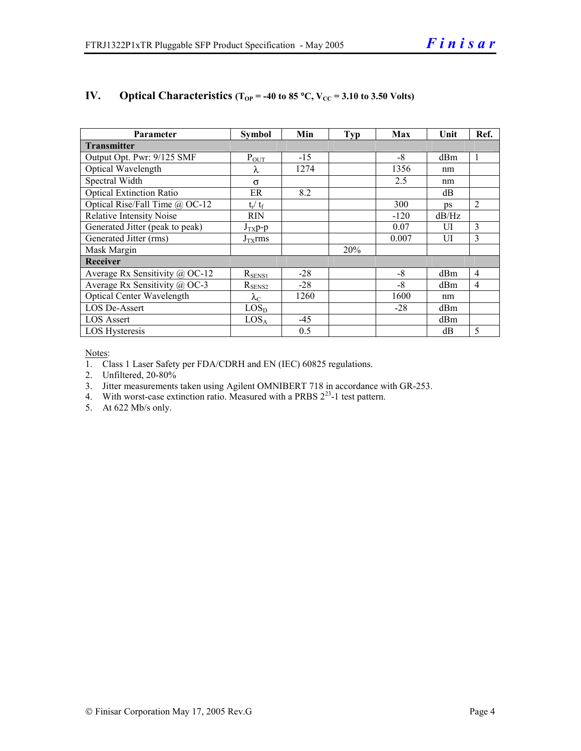## IV. Optical Characteristics ($T_{OP}$ = -40 to 85 °C, $V_{CC}$ = 3.10 to 3.50 Volts)

| Parameter | Symbol | Min | Typ | Max | Unit | Ref. |
|---|---|---|---|---|---|---|
| **Transmitter** | | | | | | |
| Output Opt. Pwr: 9/125 SMF | $P_{OUT}$ | -15 | | -8 | dBm | 1 |
| Optical Wavelength | $\lambda$ | 1274 | | 1356 | nm | |
| Spectral Width | $\sigma$ | | | 2.5 | nm | |
| Optical Extinction Ratio | ER | 8.2 | | | dB | |
| Optical Rise/Fall Time @ OC-12 | $t_r$/ $t_f$ | | | 300 | ps | 2 |
| Relative Intensity Noise | RIN | | | -120 | dB/Hz | |
| Generated Jitter (peak to peak) | $J_{TX}$p-p | | | 0.07 | UI | 3 |
| Generated Jitter (rms) | $J_{TX}$rms | | | 0.007 | UI | 3 |
| Mask Margin | | | 20% | | | |
| **Receiver** | | | | | | |
| Average Rx Sensitivity @ OC-12 | $R_{SENS1}$ | -28 | | -8 | dBm | 4 |
| Average Rx Sensitivity @ OC-3 | $R_{SENS2}$ | -28 | | -8 | dBm | 4 |
| Optical Center Wavelength | $\lambda_C$ | 1260 | | 1600 | nm | |
| LOS De-Assert | $LOS_D$ | | | -28 | dBm | |
| LOS Assert | $LOS_A$ | -45 | | | dBm | |
| LOS Hysteresis | | 0.5 | | | dB | 5 |

Notes:

1. Class 1 Laser Safety per FDA/CDRH and EN (IEC) 60825 regulations.
2. Unfiltered, 20-80%
3. Jitter measurements taken using Agilent OMNIBERT 718 in accordance with GR-253.
4. With worst-case extinction ratio. Measured with a PRBS $2^{23}$-1 test pattern.
5. At 622 Mb/s only.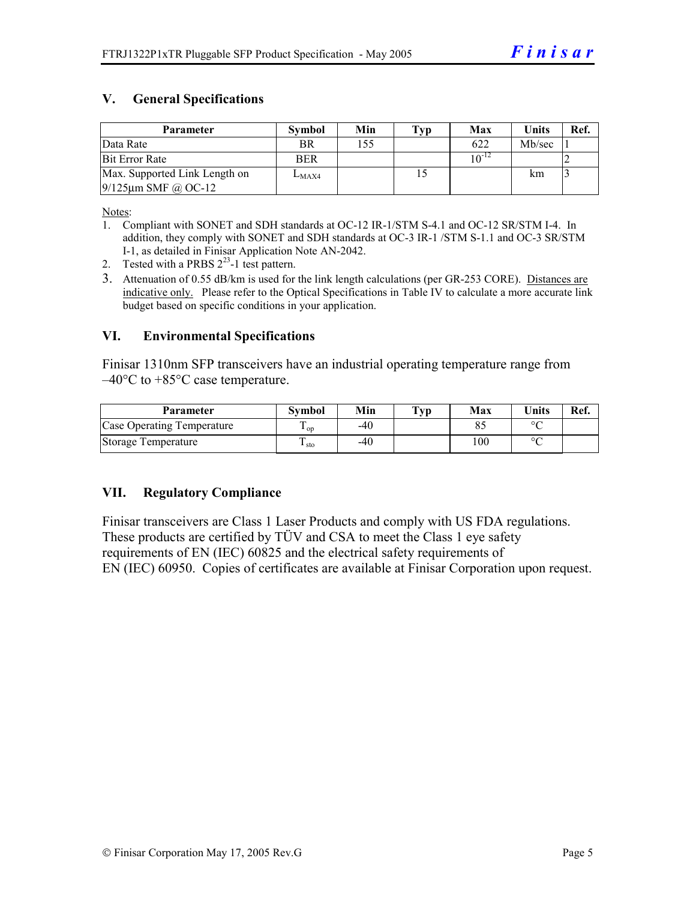## V. General Specifications

| Parameter | Symbol | Min | Typ | Max | Units | Ref. |
|---|---|---|---|---|---|---|
| Data Rate | BR | 155 | | 622 | Mb/sec | 1 |
| Bit Error Rate | BER | | | $10^{-12}$ | | 2 |
| Max. Supported Link Length on 9/125µm SMF @ OC-12 | $L_{MAX4}$ | | 15 | | km | 3 |

Notes:

1. Compliant with SONET and SDH standards at OC-12 IR-1/STM S-4.1 and OC-12 SR/STM I-4. In addition, they comply with SONET and SDH standards at OC-3 IR-1 /STM S-1.1 and OC-3 SR/STM I-1, as detailed in Finisar Application Note AN-2042.
2. Tested with a PRBS $2^{23}$-1 test pattern.
3. Attenuation of 0.55 dB/km is used for the link length calculations (per GR-253 CORE). Distances are indicative only. Please refer to the Optical Specifications in Table IV to calculate a more accurate link budget based on specific conditions in your application.

## VI. Environmental Specifications

Finisar 1310nm SFP transceivers have an industrial operating temperature range from –40°C to +85°C case temperature.

| Parameter | Symbol | Min | Typ | Max | Units | Ref. |
|---|---|---|---|---|---|---|
| Case Operating Temperature | $T_{op}$ | -40 | | 85 | °C | |
| Storage Temperature | $T_{sto}$ | -40 | | 100 | °C | |

## VII. Regulatory Compliance

Finisar transceivers are Class 1 Laser Products and comply with US FDA regulations. These products are certified by TÜV and CSA to meet the Class 1 eye safety requirements of EN (IEC) 60825 and the electrical safety requirements of EN (IEC) 60950. Copies of certificates are available at Finisar Corporation upon request.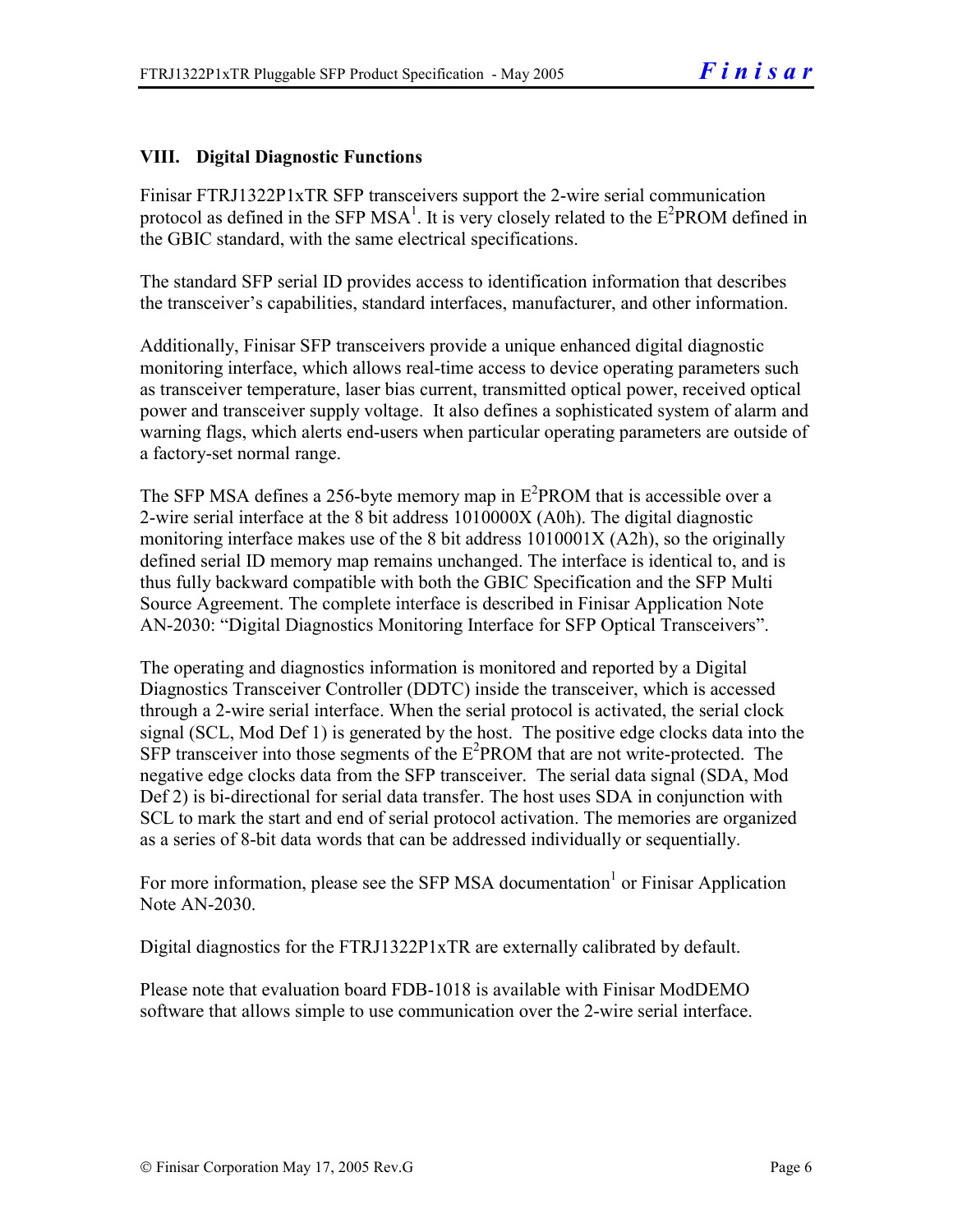## VIII. Digital Diagnostic Functions

Finisar FTRJ1322P1xTR SFP transceivers support the 2-wire serial communication protocol as defined in the SFP MSA[1]. It is very closely related to the $E^2$PROM defined in the GBIC standard, with the same electrical specifications.

The standard SFP serial ID provides access to identification information that describes the transceiver's capabilities, standard interfaces, manufacturer, and other information.

Additionally, Finisar SFP transceivers provide a unique enhanced digital diagnostic monitoring interface, which allows real-time access to device operating parameters such as transceiver temperature, laser bias current, transmitted optical power, received optical power and transceiver supply voltage. It also defines a sophisticated system of alarm and warning flags, which alerts end-users when particular operating parameters are outside of a factory-set normal range.

The SFP MSA defines a 256-byte memory map in $E^2$PROM that is accessible over a 2-wire serial interface at the 8 bit address 1010000X (A0h). The digital diagnostic monitoring interface makes use of the 8 bit address 1010001X (A2h), so the originally defined serial ID memory map remains unchanged. The interface is identical to, and is thus fully backward compatible with both the GBIC Specification and the SFP Multi Source Agreement. The complete interface is described in Finisar Application Note AN-2030: "Digital Diagnostics Monitoring Interface for SFP Optical Transceivers".

The operating and diagnostics information is monitored and reported by a Digital Diagnostics Transceiver Controller (DDTC) inside the transceiver, which is accessed through a 2-wire serial interface. When the serial protocol is activated, the serial clock signal (SCL, Mod Def 1) is generated by the host. The positive edge clocks data into the SFP transceiver into those segments of the $E^2$PROM that are not write-protected. The negative edge clocks data from the SFP transceiver. The serial data signal (SDA, Mod Def 2) is bi-directional for serial data transfer. The host uses SDA in conjunction with SCL to mark the start and end of serial protocol activation. The memories are organized as a series of 8-bit data words that can be addressed individually or sequentially.

For more information, please see the SFP MSA documentation[1] or Finisar Application Note AN-2030.

Digital diagnostics for the FTRJ1322P1xTR are externally calibrated by default.

Please note that evaluation board FDB-1018 is available with Finisar ModDEMO software that allows simple to use communication over the 2-wire serial interface.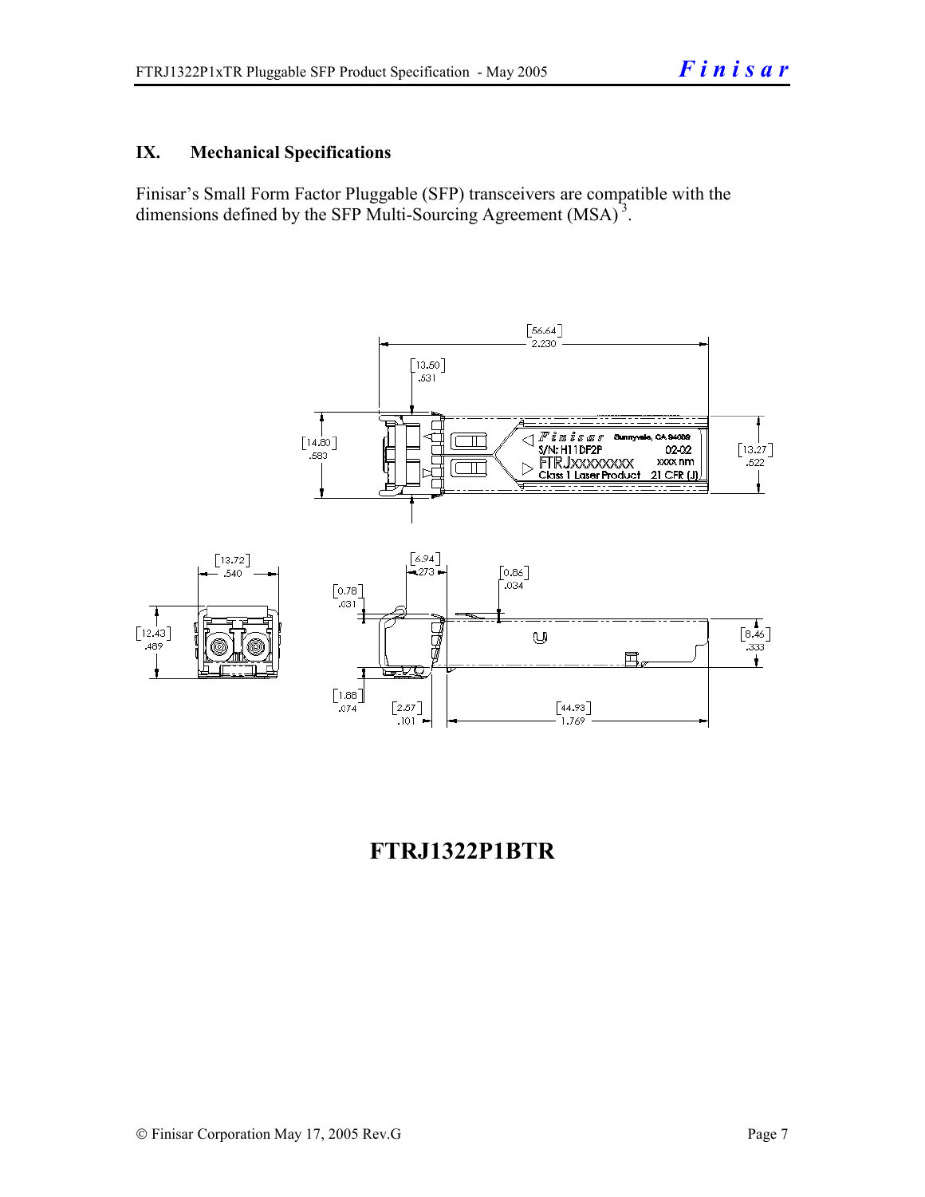## IX. Mechanical Specifications

Finisar's Small Form Factor Pluggable (SFP) transceivers are compatible with the dimensions defined by the SFP Multi-Sourcing Agreement (MSA)[3].

**FTRJ1322P1BTR**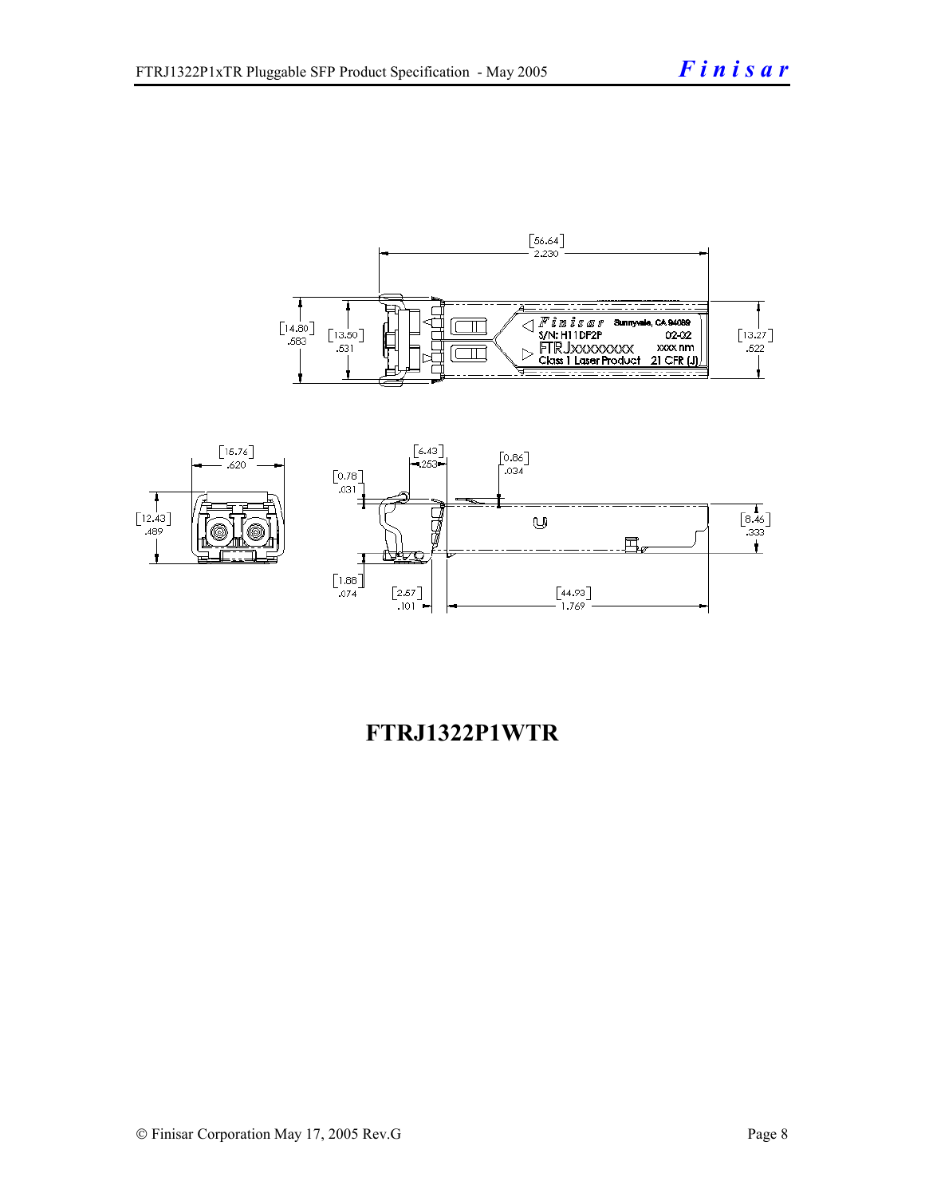**FTRJ1322P1WTR**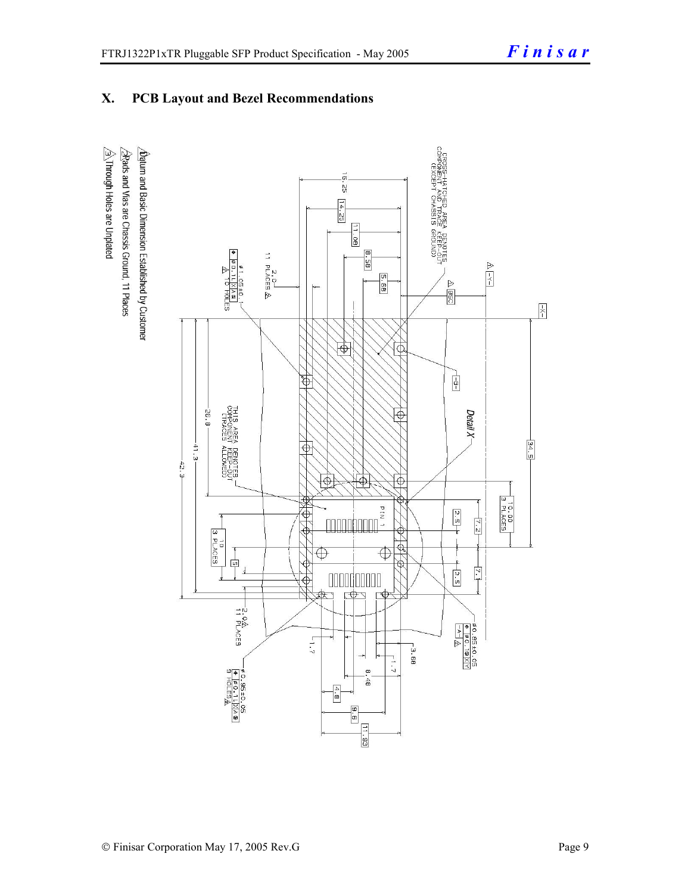## X. PCB Layout and Bezel Recommendations

△1 Datum and Basic Dimension Established by Customer

△2 Pads and Vias are Chassis Ground, 11 Places

△3 Through Holes are Unplated

CROSS-HATCHED AREA DENOTES COMPONENT AND TRACE KEEP-OUT (EXCEPT CHASSIS GROUND)

THIS AREA DENOTES COMPONENT KEEP-OUT (TRACES ALLOWED)

Detail X

PIN 1

16.25, 14.25, 11.08, 8.58, 5.68, 85C, 34.5, 10.00 3 PLACES, 2.5, 7.2, 7.1, 2.5, 26.8, 41.3, 42.3, 10 3 PLACES, 5, 2.0 11 PLACES, 1.7, 3.68, 1.7, 8.48, 4.8, 9.6, 11.93

⌀1.05±0.1 ⌀0.1 L X A — 16 HOLES △3

⌀0.85±0.05 ⌀0.1 S X Y — A △1

⌀0.95±0.05 ⌀0.1 L X A S — 9 HOLES △3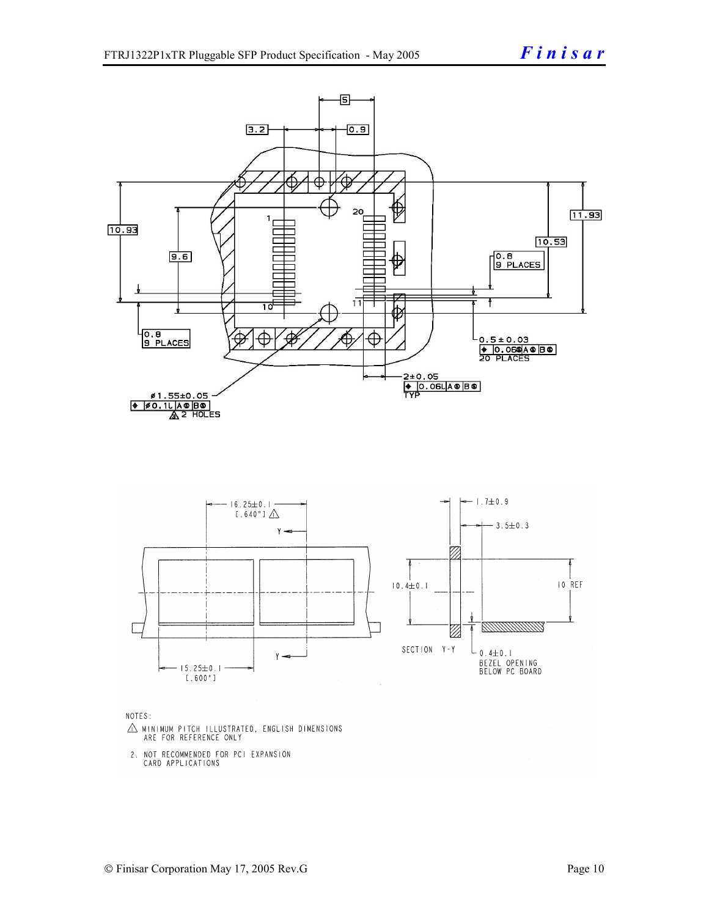NOTES:

1. MINIMUM PITCH ILLUSTRATED, ENGLISH DIMENSIONS ARE FOR REFERENCE ONLY

2. NOT RECOMMENDED FOR PCI EXPANSION CARD APPLICATIONS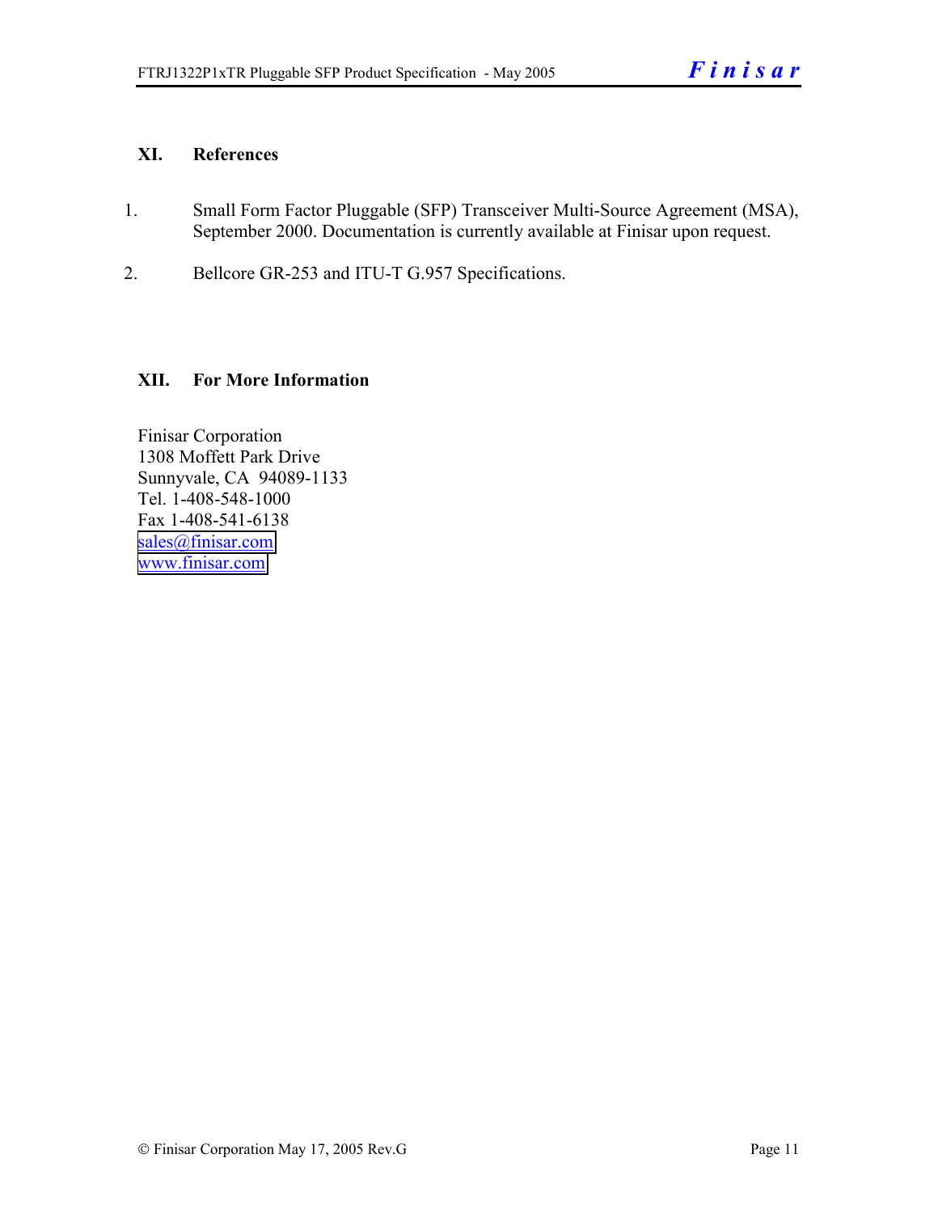## XI. References

1. Small Form Factor Pluggable (SFP) Transceiver Multi-Source Agreement (MSA), September 2000. Documentation is currently available at Finisar upon request.

2. Bellcore GR-253 and ITU-T G.957 Specifications.

## XII. For More Information

Finisar Corporation  
1308 Moffett Park Drive  
Sunnyvale, CA 94089-1133  
Tel. 1-408-548-1000  
Fax 1-408-541-6138  
sales@finisar.com  
www.finisar.com